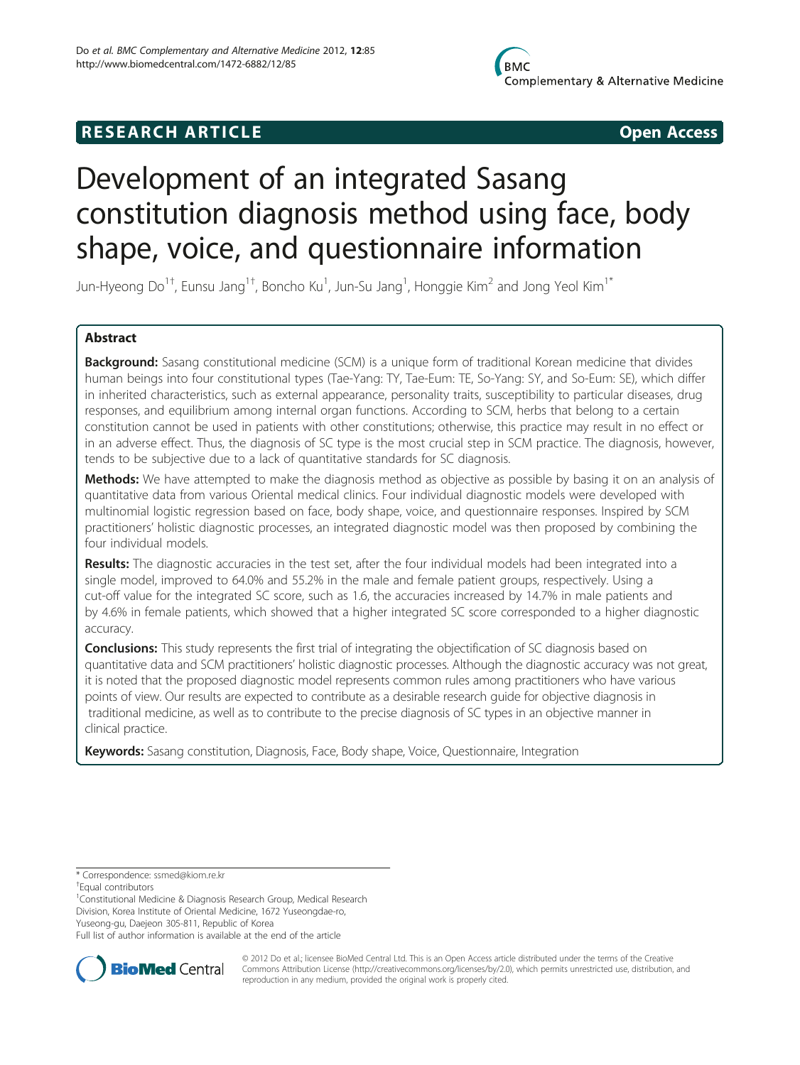**RESEARCH ARTICLE** **Open Access**

# Development of an integrated Sasang constitution diagnosis method using face, body shape, voice, and questionnaire information

Jun-Hyeong Do[1†], Eunsu Jang[1†], Boncho Ku[1], Jun-Su Jang[1], Honggie Kim[2] and Jong Yeol Kim[1*]

## Abstract

**Background:** Sasang constitutional medicine (SCM) is a unique form of traditional Korean medicine that divides human beings into four constitutional types (Tae-Yang: TY, Tae-Eum: TE, So-Yang: SY, and So-Eum: SE), which differ in inherited characteristics, such as external appearance, personality traits, susceptibility to particular diseases, drug responses, and equilibrium among internal organ functions. According to SCM, herbs that belong to a certain constitution cannot be used in patients with other constitutions; otherwise, this practice may result in no effect or in an adverse effect. Thus, the diagnosis of SC type is the most crucial step in SCM practice. The diagnosis, however, tends to be subjective due to a lack of quantitative standards for SC diagnosis.

**Methods:** We have attempted to make the diagnosis method as objective as possible by basing it on an analysis of quantitative data from various Oriental medical clinics. Four individual diagnostic models were developed with multinomial logistic regression based on face, body shape, voice, and questionnaire responses. Inspired by SCM practitioners' holistic diagnostic processes, an integrated diagnostic model was then proposed by combining the four individual models.

**Results:** The diagnostic accuracies in the test set, after the four individual models had been integrated into a single model, improved to 64.0% and 55.2% in the male and female patient groups, respectively. Using a cut-off value for the integrated SC score, such as 1.6, the accuracies increased by 14.7% in male patients and by 4.6% in female patients, which showed that a higher integrated SC score corresponded to a higher diagnostic accuracy.

**Conclusions:** This study represents the first trial of integrating the objectification of SC diagnosis based on quantitative data and SCM practitioners' holistic diagnostic processes. Although the diagnostic accuracy was not great, it is noted that the proposed diagnostic model represents common rules among practitioners who have various points of view. Our results are expected to contribute as a desirable research guide for objective diagnosis in traditional medicine, as well as to contribute to the precise diagnosis of SC types in an objective manner in clinical practice.

**Keywords:** Sasang constitution, Diagnosis, Face, Body shape, Voice, Questionnaire, Integration

---

\* Correspondence: ssmed@kiom.re.kr

†Equal contributors

[1]Constitutional Medicine & Diagnosis Research Group, Medical Research Division, Korea Institute of Oriental Medicine, 1672 Yuseongdae-ro, Yuseong-gu, Daejeon 305-811, Republic of Korea

Full list of author information is available at the end of the article

© 2012 Do et al.; licensee BioMed Central Ltd. This is an Open Access article distributed under the terms of the Creative Commons Attribution License (http://creativecommons.org/licenses/by/2.0), which permits unrestricted use, distribution, and reproduction in any medium, provided the original work is properly cited.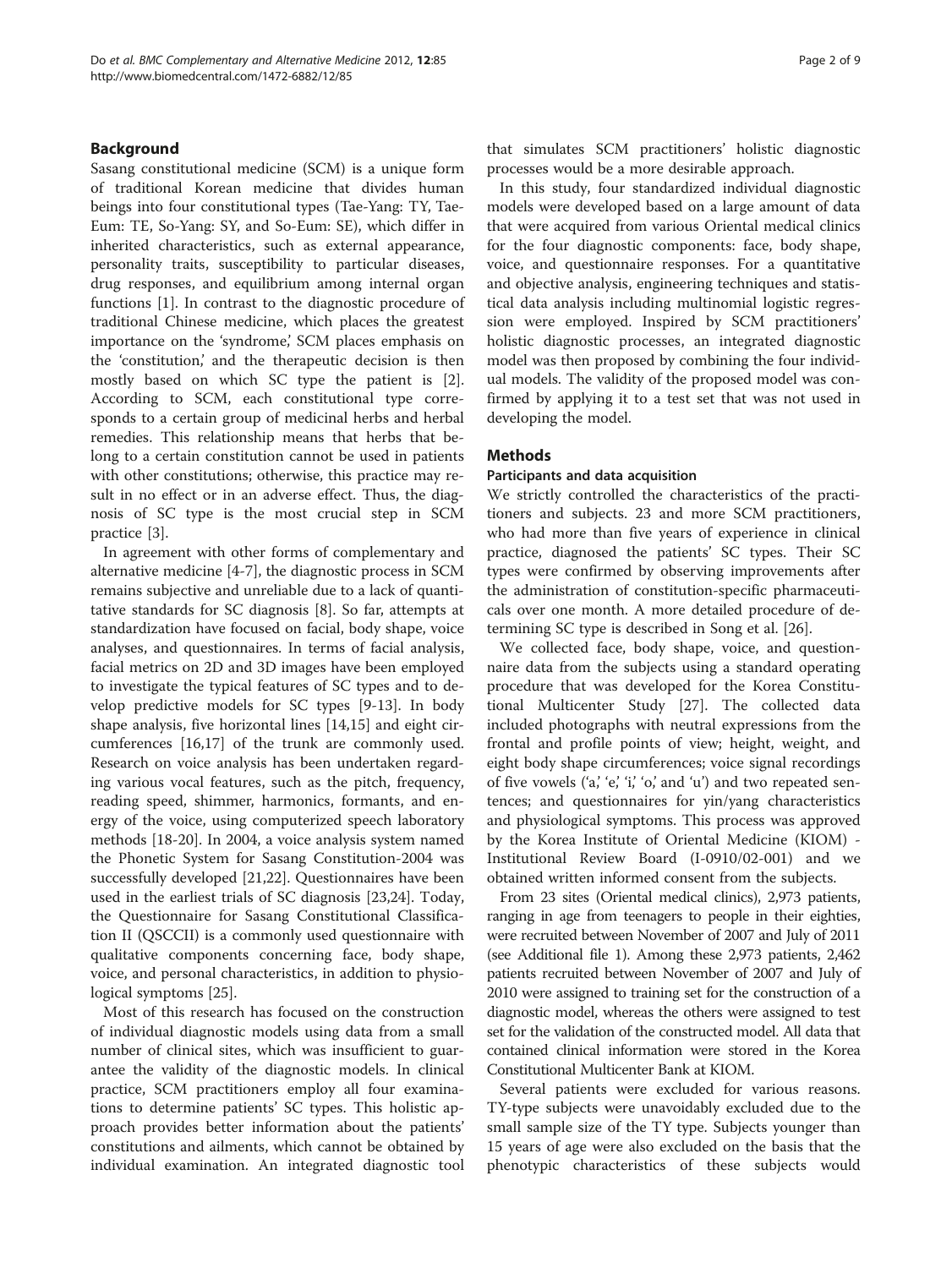## Background

Sasang constitutional medicine (SCM) is a unique form of traditional Korean medicine that divides human beings into four constitutional types (Tae-Yang: TY, Tae-Eum: TE, So-Yang: SY, and So-Eum: SE), which differ in inherited characteristics, such as external appearance, personality traits, susceptibility to particular diseases, drug responses, and equilibrium among internal organ functions [1]. In contrast to the diagnostic procedure of traditional Chinese medicine, which places the greatest importance on the 'syndrome,' SCM places emphasis on the 'constitution,' and the therapeutic decision is then mostly based on which SC type the patient is [2]. According to SCM, each constitutional type corresponds to a certain group of medicinal herbs and herbal remedies. This relationship means that herbs that belong to a certain constitution cannot be used in patients with other constitutions; otherwise, this practice may result in no effect or in an adverse effect. Thus, the diagnosis of SC type is the most crucial step in SCM practice [3].

In agreement with other forms of complementary and alternative medicine [4-7], the diagnostic process in SCM remains subjective and unreliable due to a lack of quantitative standards for SC diagnosis [8]. So far, attempts at standardization have focused on facial, body shape, voice analyses, and questionnaires. In terms of facial analysis, facial metrics on 2D and 3D images have been employed to investigate the typical features of SC types and to develop predictive models for SC types [9-13]. In body shape analysis, five horizontal lines [14,15] and eight circumferences [16,17] of the trunk are commonly used. Research on voice analysis has been undertaken regarding various vocal features, such as the pitch, frequency, reading speed, shimmer, harmonics, formants, and energy of the voice, using computerized speech laboratory methods [18-20]. In 2004, a voice analysis system named the Phonetic System for Sasang Constitution-2004 was successfully developed [21,22]. Questionnaires have been used in the earliest trials of SC diagnosis [23,24]. Today, the Questionnaire for Sasang Constitutional Classification II (QSCCII) is a commonly used questionnaire with qualitative components concerning face, body shape, voice, and personal characteristics, in addition to physiological symptoms [25].

Most of this research has focused on the construction of individual diagnostic models using data from a small number of clinical sites, which was insufficient to guarantee the validity of the diagnostic models. In clinical practice, SCM practitioners employ all four examinations to determine patients' SC types. This holistic approach provides better information about the patients' constitutions and ailments, which cannot be obtained by individual examination. An integrated diagnostic tool that simulates SCM practitioners' holistic diagnostic processes would be a more desirable approach.

In this study, four standardized individual diagnostic models were developed based on a large amount of data that were acquired from various Oriental medical clinics for the four diagnostic components: face, body shape, voice, and questionnaire responses. For a quantitative and objective analysis, engineering techniques and statistical data analysis including multinomial logistic regression were employed. Inspired by SCM practitioners' holistic diagnostic processes, an integrated diagnostic model was then proposed by combining the four individual models. The validity of the proposed model was confirmed by applying it to a test set that was not used in developing the model.

## Methods

### Participants and data acquisition

We strictly controlled the characteristics of the practitioners and subjects. 23 and more SCM practitioners, who had more than five years of experience in clinical practice, diagnosed the patients' SC types. Their SC types were confirmed by observing improvements after the administration of constitution-specific pharmaceuticals over one month. A more detailed procedure of determining SC type is described in Song et al. [26].

We collected face, body shape, voice, and questionnaire data from the subjects using a standard operating procedure that was developed for the Korea Constitutional Multicenter Study [27]. The collected data included photographs with neutral expressions from the frontal and profile points of view; height, weight, and eight body shape circumferences; voice signal recordings of five vowels ('a,' 'e,' 'i,' 'o,' and 'u') and two repeated sentences; and questionnaires for yin/yang characteristics and physiological symptoms. This process was approved by the Korea Institute of Oriental Medicine (KIOM) - Institutional Review Board (I-0910/02-001) and we obtained written informed consent from the subjects.

From 23 sites (Oriental medical clinics), 2,973 patients, ranging in age from teenagers to people in their eighties, were recruited between November of 2007 and July of 2011 (see Additional file 1). Among these 2,973 patients, 2,462 patients recruited between November of 2007 and July of 2010 were assigned to training set for the construction of a diagnostic model, whereas the others were assigned to test set for the validation of the constructed model. All data that contained clinical information were stored in the Korea Constitutional Multicenter Bank at KIOM.

Several patients were excluded for various reasons. TY-type subjects were unavoidably excluded due to the small sample size of the TY type. Subjects younger than 15 years of age were also excluded on the basis that the phenotypic characteristics of these subjects would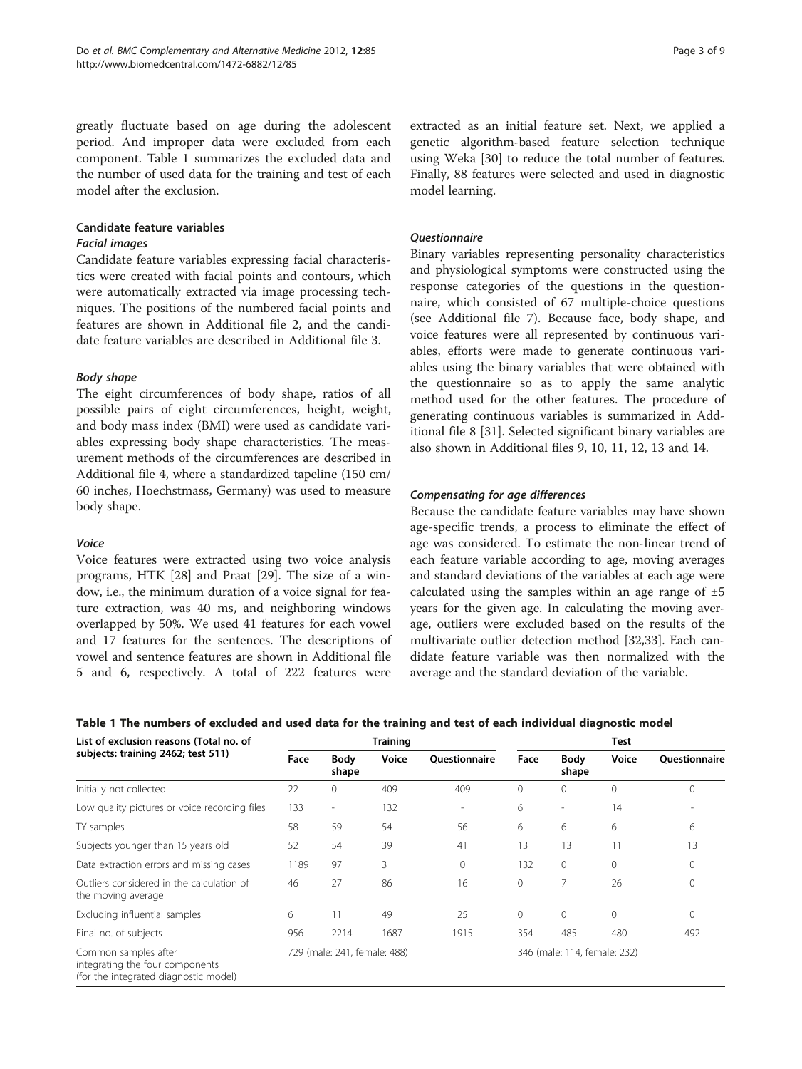greatly fluctuate based on age during the adolescent period. And improper data were excluded from each component. Table 1 summarizes the excluded data and the number of used data for the training and test of each model after the exclusion.

### Candidate feature variables

#### *Facial images*

Candidate feature variables expressing facial characteristics were created with facial points and contours, which were automatically extracted via image processing techniques. The positions of the numbered facial points and features are shown in Additional file 2, and the candidate feature variables are described in Additional file 3.

#### *Body shape*

The eight circumferences of body shape, ratios of all possible pairs of eight circumferences, height, weight, and body mass index (BMI) were used as candidate variables expressing body shape characteristics. The measurement methods of the circumferences are described in Additional file 4, where a standardized tapeline (150 cm/ 60 inches, Hoechstmass, Germany) was used to measure body shape.

#### *Voice*

Voice features were extracted using two voice analysis programs, HTK [28] and Praat [29]. The size of a window, i.e., the minimum duration of a voice signal for feature extraction, was 40 ms, and neighboring windows overlapped by 50%. We used 41 features for each vowel and 17 features for the sentences. The descriptions of vowel and sentence features are shown in Additional file 5 and 6, respectively. A total of 222 features were extracted as an initial feature set. Next, we applied a genetic algorithm-based feature selection technique using Weka [30] to reduce the total number of features. Finally, 88 features were selected and used in diagnostic model learning.

#### *Questionnaire*

Binary variables representing personality characteristics and physiological symptoms were constructed using the response categories of the questions in the questionnaire, which consisted of 67 multiple-choice questions (see Additional file 7). Because face, body shape, and voice features were all represented by continuous variables, efforts were made to generate continuous variables using the binary variables that were obtained with the questionnaire so as to apply the same analytic method used for the other features. The procedure of generating continuous variables is summarized in Additional file 8 [31]. Selected significant binary variables are also shown in Additional files 9, 10, 11, 12, 13 and 14.

#### *Compensating for age differences*

Because the candidate feature variables may have shown age-specific trends, a process to eliminate the effect of age was considered. To estimate the non-linear trend of each feature variable according to age, moving averages and standard deviations of the variables at each age were calculated using the samples within an age range of ±5 years for the given age. In calculating the moving average, outliers were excluded based on the results of the multivariate outlier detection method [32,33]. Each candidate feature variable was then normalized with the average and the standard deviation of the variable.

**Table 1 The numbers of excluded and used data for the training and test of each individual diagnostic model**

| List of exclusion reasons (Total no. of subjects: training 2462; test 511) | Training | | | | Test | | | |
|---|---|---|---|---|---|---|---|---|
| | Face | Body shape | Voice | Questionnaire | Face | Body shape | Voice | Questionnaire |
| Initially not collected | 22 | 0 | 409 | 409 | 0 | 0 | 0 | 0 |
| Low quality pictures or voice recording files | 133 | - | 132 | - | 6 | - | 14 | - |
| TY samples | 58 | 59 | 54 | 56 | 6 | 6 | 6 | 6 |
| Subjects younger than 15 years old | 52 | 54 | 39 | 41 | 13 | 13 | 11 | 13 |
| Data extraction errors and missing cases | 1189 | 97 | 3 | 0 | 132 | 0 | 0 | 0 |
| Outliers considered in the calculation of the moving average | 46 | 27 | 86 | 16 | 0 | 7 | 26 | 0 |
| Excluding influential samples | 6 | 11 | 49 | 25 | 0 | 0 | 0 | 0 |
| Final no. of subjects | 956 | 2214 | 1687 | 1915 | 354 | 485 | 480 | 492 |
| Common samples after integrating the four components (for the integrated diagnostic model) | 729 (male: 241, female: 488) | | | | 346 (male: 114, female: 232) | | | |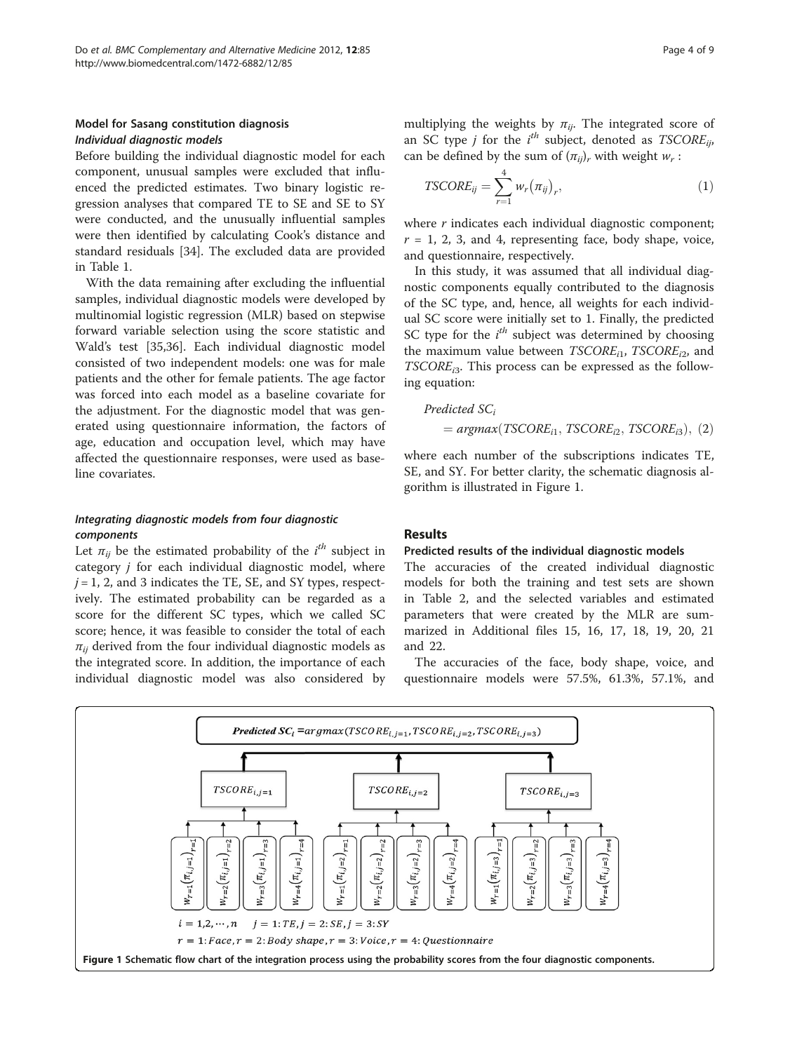### Model for Sasang constitution diagnosis

#### *Individual diagnostic models*

Before building the individual diagnostic model for each component, unusual samples were excluded that influenced the predicted estimates. Two binary logistic regression analyses that compared TE to SE and SE to SY were conducted, and the unusually influential samples were then identified by calculating Cook's distance and standard residuals [34]. The excluded data are provided in Table 1.

With the data remaining after excluding the influential samples, individual diagnostic models were developed by multinomial logistic regression (MLR) based on stepwise forward variable selection using the score statistic and Wald's test [35,36]. Each individual diagnostic model consisted of two independent models: one was for male patients and the other for female patients. The age factor was forced into each model as a baseline covariate for the adjustment. For the diagnostic model that was generated using questionnaire information, the factors of age, education and occupation level, which may have affected the questionnaire responses, were used as baseline covariates.

#### *Integrating diagnostic models from four diagnostic components*

Let $\pi_{ij}$ be the estimated probability of the $i^{th}$ subject in category $j$ for each individual diagnostic model, where $j = 1, 2$, and 3 indicates the TE, SE, and SY types, respectively. The estimated probability can be regarded as a score for the different SC types, which we called SC score; hence, it was feasible to consider the total of each $\pi_{ij}$ derived from the four individual diagnostic models as the integrated score. In addition, the importance of each individual diagnostic model was also considered by multiplying the weights by $\pi_{ij}$. The integrated score of an SC type $j$ for the $i^{th}$ subject, denoted as $TSCORE_{ij}$, can be defined by the sum of $(\pi_{ij})_r$ with weight $w_r$ :

$$TSCORE_{ij} = \sum_{r=1}^{4} w_r \left(\pi_{ij}\right)_r, \tag{1}$$

where $r$ indicates each individual diagnostic component; $r$ = 1, 2, 3, and 4, representing face, body shape, voice, and questionnaire, respectively.

In this study, it was assumed that all individual diagnostic components equally contributed to the diagnosis of the SC type, and, hence, all weights for each individual SC score were initially set to 1. Finally, the predicted SC type for the $i^{th}$ subject was determined by choosing the maximum value between $TSCORE_{i1}$, $TSCORE_{i2}$, and $TSCORE_{i3}$. This process can be expressed as the following equation:

$$\begin{aligned} &\textit{Predicted } SC_i \\ &\quad = argmax(TSCORE_{i1}, TSCORE_{i2}, TSCORE_{i3}), \end{aligned} \tag{2}$$

where each number of the subscriptions indicates TE, SE, and SY. For better clarity, the schematic diagnosis algorithm is illustrated in Figure 1.

## Results

### Predicted results of the individual diagnostic models

The accuracies of the created individual diagnostic models for both the training and test sets are shown in Table 2, and the selected variables and estimated parameters that were created by the MLR are summarized in Additional files 15, 16, 17, 18, 19, 20, 21 and 22.

The accuracies of the face, body shape, voice, and questionnaire models were 57.5%, 61.3%, 57.1%, and

**Figure 1** Schematic flow chart of the integration process using the probability scores from the four diagnostic components.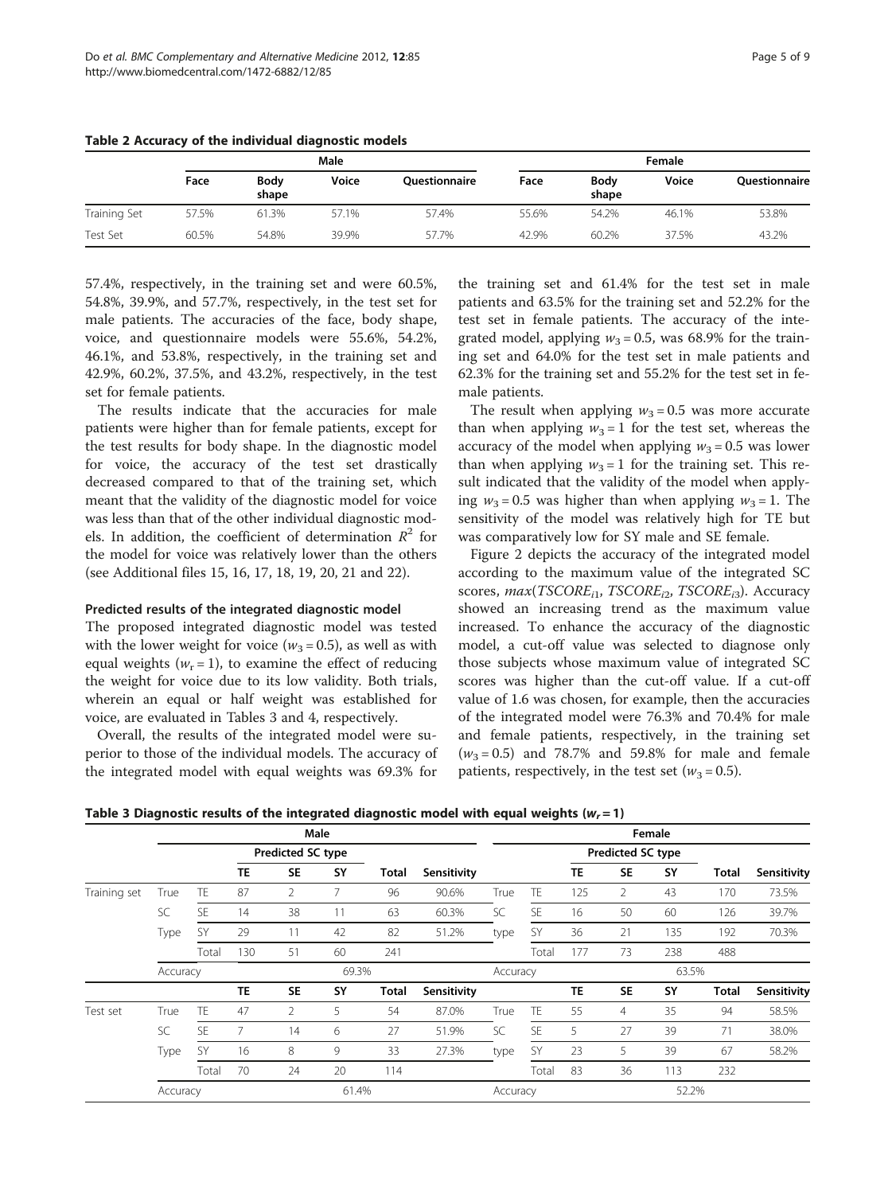**Table 2 Accuracy of the individual diagnostic models**

| | Male | | | | Female | | | |
|---|---|---|---|---|---|---|---|---|
| | Face | Body shape | Voice | Questionnaire | Face | Body shape | Voice | Questionnaire |
| Training Set | 57.5% | 61.3% | 57.1% | 57.4% | 55.6% | 54.2% | 46.1% | 53.8% |
| Test Set | 60.5% | 54.8% | 39.9% | 57.7% | 42.9% | 60.2% | 37.5% | 43.2% |

57.4%, respectively, in the training set and were 60.5%, 54.8%, 39.9%, and 57.7%, respectively, in the test set for male patients. The accuracies of the face, body shape, voice, and questionnaire models were 55.6%, 54.2%, 46.1%, and 53.8%, respectively, in the training set and 42.9%, 60.2%, 37.5%, and 43.2%, respectively, in the test set for female patients.

The results indicate that the accuracies for male patients were higher than for female patients, except for the test results for body shape. In the diagnostic model for voice, the accuracy of the test set drastically decreased compared to that of the training set, which meant that the validity of the diagnostic model for voice was less than that of the other individual diagnostic models. In addition, the coefficient of determination $R^2$ for the model for voice was relatively lower than the others (see Additional files 15, 16, 17, 18, 19, 20, 21 and 22).

#### Predicted results of the integrated diagnostic model

The proposed integrated diagnostic model was tested with the lower weight for voice ($w_3 = 0.5$), as well as with equal weights ($w_r = 1$), to examine the effect of reducing the weight for voice due to its low validity. Both trials, wherein an equal or half weight was established for voice, are evaluated in Tables 3 and 4, respectively.

Overall, the results of the integrated model were superior to those of the individual models. The accuracy of the integrated model with equal weights was 69.3% for the training set and 61.4% for the test set in male patients and 63.5% for the training set and 52.2% for the test set in female patients. The accuracy of the integrated model, applying $w_3 = 0.5$, was 68.9% for the training set and 64.0% for the test set in male patients and 62.3% for the training set and 55.2% for the test set in female patients.

The result when applying $w_3 = 0.5$ was more accurate than when applying $w_3 = 1$ for the test set, whereas the accuracy of the model when applying $w_3 = 0.5$ was lower than when applying $w_3 = 1$ for the training set. This result indicated that the validity of the model when applying $w_3 = 0.5$ was higher than when applying $w_3 = 1$. The sensitivity of the model was relatively high for TE but was comparatively low for SY male and SE female.

Figure 2 depicts the accuracy of the integrated model according to the maximum value of the integrated SC scores, $max(TSCORE_{i1}, TSCORE_{i2}, TSCORE_{i3})$. Accuracy showed an increasing trend as the maximum value increased. To enhance the accuracy of the diagnostic model, a cut-off value was selected to diagnose only those subjects whose maximum value of integrated SC scores was higher than the cut-off value. If a cut-off value of 1.6 was chosen, for example, then the accuracies of the integrated model were 76.3% and 70.4% for male and female patients, respectively, in the training set ($w_3 = 0.5$) and 78.7% and 59.8% for male and female patients, respectively, in the test set ($w_3 = 0.5$).

**Table 3 Diagnostic results of the integrated diagnostic model with equal weights ($w_r = 1$)**

| | Male | | | | | | | Female | | | | | | |
|---|---|---|---|---|---|---|---|---|---|---|---|---|---|---|
| | | | Predicted SC type | | | | | | | Predicted SC type | | | | |
| | | | TE | SE | SY | Total | Sensitivity | | | TE | SE | SY | Total | Sensitivity |
| Training set | True | TE | 87 | 2 | 7 | 96 | 90.6% | True | TE | 125 | 2 | 43 | 170 | 73.5% |
| | SC | SE | 14 | 38 | 11 | 63 | 60.3% | SC | SE | 16 | 50 | 60 | 126 | 39.7% |
| | Type | SY | 29 | 11 | 42 | 82 | 51.2% | type | SY | 36 | 21 | 135 | 192 | 70.3% |
| | | Total | 130 | 51 | 60 | 241 | | | Total | 177 | 73 | 238 | 488 | |
| | Accuracy | | | | 69.3% | | | Accuracy | | | | 63.5% | | |
| | | | TE | SE | SY | Total | Sensitivity | | | TE | SE | SY | Total | Sensitivity |
| Test set | True | TE | 47 | 2 | 5 | 54 | 87.0% | True | TE | 55 | 4 | 35 | 94 | 58.5% |
| | SC | SE | 7 | 14 | 6 | 27 | 51.9% | SC | SE | 5 | 27 | 39 | 71 | 38.0% |
| | Type | SY | 16 | 8 | 9 | 33 | 27.3% | type | SY | 23 | 5 | 39 | 67 | 58.2% |
| | | Total | 70 | 24 | 20 | 114 | | | Total | 83 | 36 | 113 | 232 | |
| | Accuracy | | | | 61.4% | | | Accuracy | | | | 52.2% | | |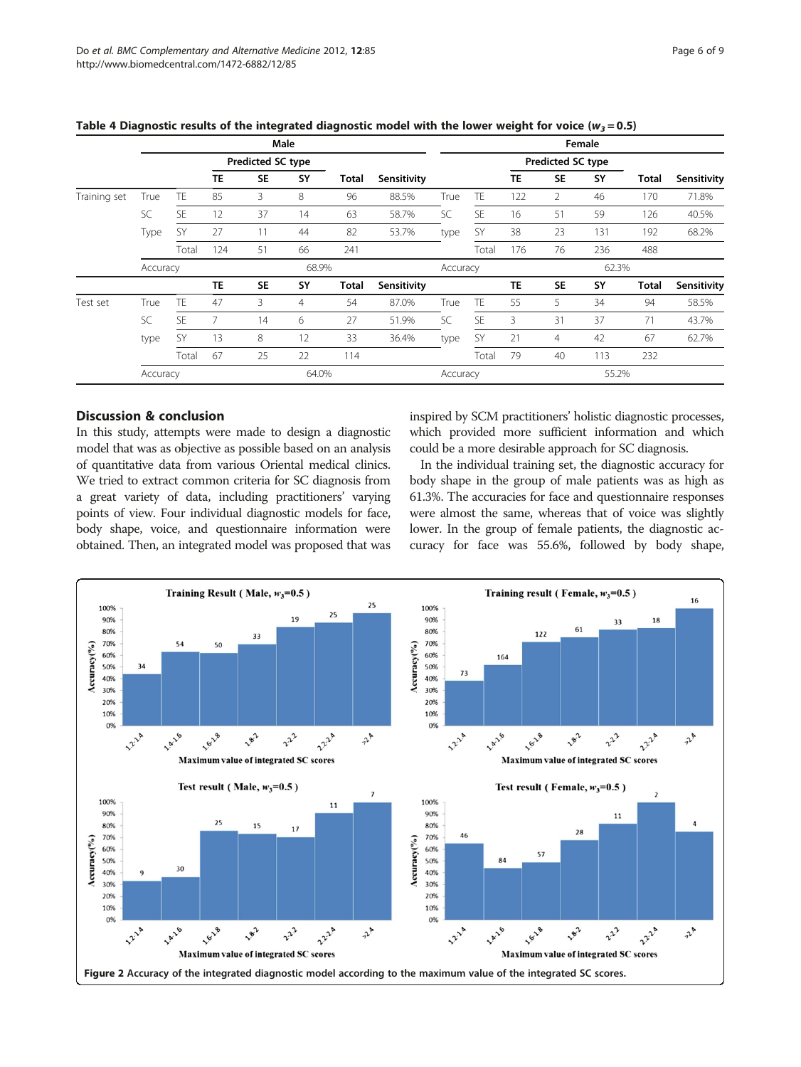**Table 4 Diagnostic results of the integrated diagnostic model with the lower weight for voice ($w_3 = 0.5$)**

| | | | Male | | | | | | | Female | | | | |
|---|---|---|---|---|---|---|---|---|---|---|---|---|---|---|
| | | | Predicted SC type | | | | | | | Predicted SC type | | | | |
| | | | TE | SE | SY | Total | Sensitivity | | | TE | SE | SY | Total | Sensitivity |
| Training set | True | TE | 85 | 3 | 8 | 96 | 88.5% | True | TE | 122 | 2 | 46 | 170 | 71.8% |
| | SC | SE | 12 | 37 | 14 | 63 | 58.7% | SC | SE | 16 | 51 | 59 | 126 | 40.5% |
| | Type | SY | 27 | 11 | 44 | 82 | 53.7% | type | SY | 38 | 23 | 131 | 192 | 68.2% |
| | | Total | 124 | 51 | 66 | 241 | | | Total | 176 | 76 | 236 | 488 | |
| | Accuracy | | | | 68.9% | | | Accuracy | | | | 62.3% | | |
| | | | TE | SE | SY | Total | Sensitivity | | | TE | SE | SY | Total | Sensitivity |
| Test set | True | TE | 47 | 3 | 4 | 54 | 87.0% | True | TE | 55 | 5 | 34 | 94 | 58.5% |
| | SC | SE | 7 | 14 | 6 | 27 | 51.9% | SC | SE | 3 | 31 | 37 | 71 | 43.7% |
| | type | SY | 13 | 8 | 12 | 33 | 36.4% | type | SY | 21 | 4 | 42 | 67 | 62.7% |
| | | Total | 67 | 25 | 22 | 114 | | | Total | 79 | 40 | 113 | 232 | |
| | Accuracy | | | | 64.0% | | | Accuracy | | | | 55.2% | | |

## Discussion & conclusion

In this study, attempts were made to design a diagnostic model that was as objective as possible based on an analysis of quantitative data from various Oriental medical clinics. We tried to extract common criteria for SC diagnosis from a great variety of data, including practitioners' varying points of view. Four individual diagnostic models for face, body shape, voice, and questionnaire information were obtained. Then, an integrated model was proposed that was inspired by SCM practitioners' holistic diagnostic processes, which provided more sufficient information and which could be a more desirable approach for SC diagnosis.

In the individual training set, the diagnostic accuracy for body shape in the group of male patients was as high as 61.3%. The accuracies for face and questionnaire responses were almost the same, whereas that of voice was slightly lower. In the group of female patients, the diagnostic accuracy for face was 55.6%, followed by body shape,

**Figure 2** Accuracy of the integrated diagnostic model according to the maximum value of the integrated SC scores.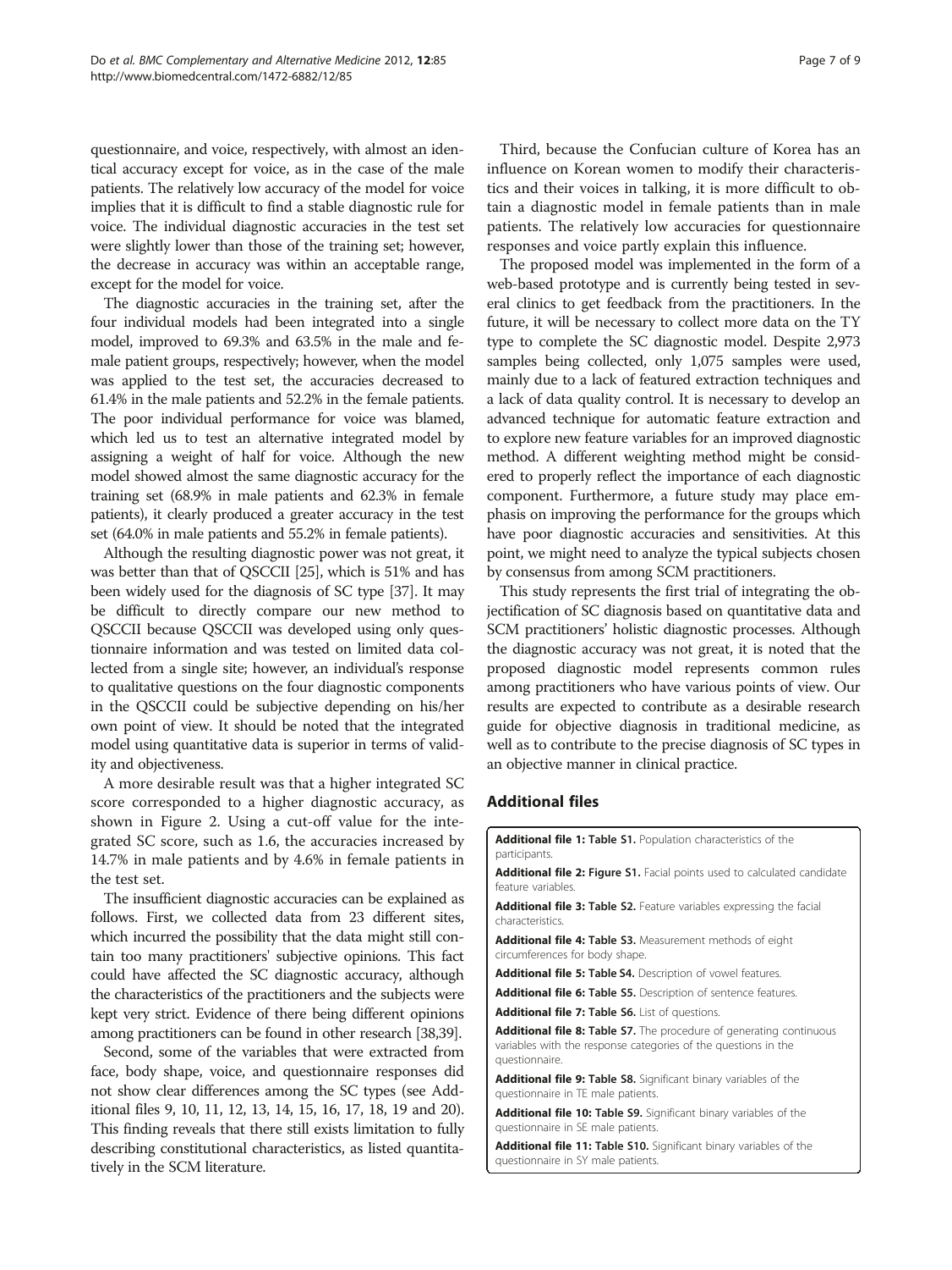questionnaire, and voice, respectively, with almost an identical accuracy except for voice, as in the case of the male patients. The relatively low accuracy of the model for voice implies that it is difficult to find a stable diagnostic rule for voice. The individual diagnostic accuracies in the test set were slightly lower than those of the training set; however, the decrease in accuracy was within an acceptable range, except for the model for voice.

The diagnostic accuracies in the training set, after the four individual models had been integrated into a single model, improved to 69.3% and 63.5% in the male and female patient groups, respectively; however, when the model was applied to the test set, the accuracies decreased to 61.4% in the male patients and 52.2% in the female patients. The poor individual performance for voice was blamed, which led us to test an alternative integrated model by assigning a weight of half for voice. Although the new model showed almost the same diagnostic accuracy for the training set (68.9% in male patients and 62.3% in female patients), it clearly produced a greater accuracy in the test set (64.0% in male patients and 55.2% in female patients).

Although the resulting diagnostic power was not great, it was better than that of QSCCII [25], which is 51% and has been widely used for the diagnosis of SC type [37]. It may be difficult to directly compare our new method to QSCCII because QSCCII was developed using only questionnaire information and was tested on limited data collected from a single site; however, an individual's response to qualitative questions on the four diagnostic components in the QSCCII could be subjective depending on his/her own point of view. It should be noted that the integrated model using quantitative data is superior in terms of validity and objectiveness.

A more desirable result was that a higher integrated SC score corresponded to a higher diagnostic accuracy, as shown in Figure 2. Using a cut-off value for the integrated SC score, such as 1.6, the accuracies increased by 14.7% in male patients and by 4.6% in female patients in the test set.

The insufficient diagnostic accuracies can be explained as follows. First, we collected data from 23 different sites, which incurred the possibility that the data might still contain too many practitioners' subjective opinions. This fact could have affected the SC diagnostic accuracy, although the characteristics of the practitioners and the subjects were kept very strict. Evidence of there being different opinions among practitioners can be found in other research [38,39].

Second, some of the variables that were extracted from face, body shape, voice, and questionnaire responses did not show clear differences among the SC types (see Additional files 9, 10, 11, 12, 13, 14, 15, 16, 17, 18, 19 and 20). This finding reveals that there still exists limitation to fully describing constitutional characteristics, as listed quantitatively in the SCM literature.

Third, because the Confucian culture of Korea has an influence on Korean women to modify their characteristics and their voices in talking, it is more difficult to obtain a diagnostic model in female patients than in male patients. The relatively low accuracies for questionnaire responses and voice partly explain this influence.

The proposed model was implemented in the form of a web-based prototype and is currently being tested in several clinics to get feedback from the practitioners. In the future, it will be necessary to collect more data on the TY type to complete the SC diagnostic model. Despite 2,973 samples being collected, only 1,075 samples were used, mainly due to a lack of featured extraction techniques and a lack of data quality control. It is necessary to develop an advanced technique for automatic feature extraction and to explore new feature variables for an improved diagnostic method. A different weighting method might be considered to properly reflect the importance of each diagnostic component. Furthermore, a future study may place emphasis on improving the performance for the groups which have poor diagnostic accuracies and sensitivities. At this point, we might need to analyze the typical subjects chosen by consensus from among SCM practitioners.

This study represents the first trial of integrating the objectification of SC diagnosis based on quantitative data and SCM practitioners' holistic diagnostic processes. Although the diagnostic accuracy was not great, it is noted that the proposed diagnostic model represents common rules among practitioners who have various points of view. Our results are expected to contribute as a desirable research guide for objective diagnosis in traditional medicine, as well as to contribute to the precise diagnosis of SC types in an objective manner in clinical practice.

## Additional files

**Additional file 1: Table S1.** Population characteristics of the participants.

**Additional file 2: Figure S1.** Facial points used to calculated candidate feature variables.

**Additional file 3: Table S2.** Feature variables expressing the facial characteristics.

**Additional file 4: Table S3.** Measurement methods of eight circumferences for body shape.

**Additional file 5: Table S4.** Description of vowel features.

**Additional file 6: Table S5.** Description of sentence features.

**Additional file 7: Table S6.** List of questions.

**Additional file 8: Table S7.** The procedure of generating continuous variables with the response categories of the questions in the questionnaire.

**Additional file 9: Table S8.** Significant binary variables of the questionnaire in TE male patients.

**Additional file 10: Table S9.** Significant binary variables of the questionnaire in SE male patients.

**Additional file 11: Table S10.** Significant binary variables of the questionnaire in SY male patients.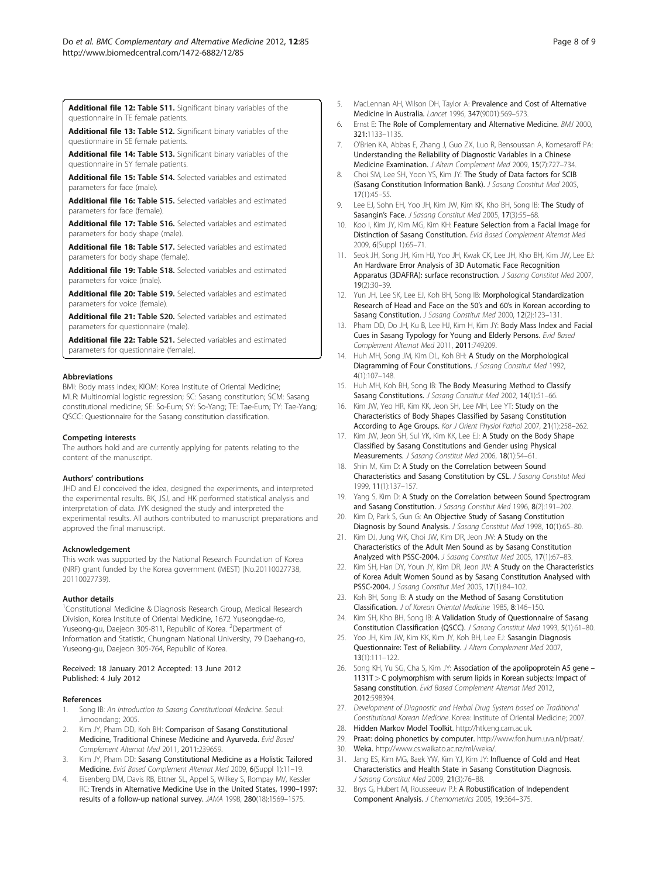**Additional file 12: Table S11.** Significant binary variables of the questionnaire in TE female patients.

**Additional file 13: Table S12.** Significant binary variables of the questionnaire in SE female patients.

**Additional file 14: Table S13.** Significant binary variables of the questionnaire in SY female patients.

**Additional file 15: Table S14.** Selected variables and estimated parameters for face (male).

**Additional file 16: Table S15.** Selected variables and estimated parameters for face (female).

**Additional file 17: Table S16.** Selected variables and estimated parameters for body shape (male).

**Additional file 18: Table S17.** Selected variables and estimated parameters for body shape (female).

**Additional file 19: Table S18.** Selected variables and estimated parameters for voice (male).

**Additional file 20: Table S19.** Selected variables and estimated parameters for voice (female).

**Additional file 21: Table S20.** Selected variables and estimated parameters for questionnaire (male).

**Additional file 22: Table S21.** Selected variables and estimated parameters for questionnaire (female).

#### Abbreviations

BMI: Body mass index; KIOM: Korea Institute of Oriental Medicine; MLR: Multinomial logistic regression; SC: Sasang constitution; SCM: Sasang constitutional medicine; SE: So-Eum; SY: So-Yang; TE: Tae-Eum; TY: Tae-Yang; QSCC: Questionnaire for the Sasang constitution classification.

#### Competing interests

The authors hold and are currently applying for patents relating to the content of the manuscript.

#### Authors' contributions

JHD and EJ conceived the idea, designed the experiments, and interpreted the experimental results. BK, JSJ, and HK performed statistical analysis and interpretation of data. JYK designed the study and interpreted the experimental results. All authors contributed to manuscript preparations and approved the final manuscript.

#### Acknowledgement

This work was supported by the National Research Foundation of Korea (NRF) grant funded by the Korea government (MEST) (No.20110027738, 20110027739).

#### Author details

[1]Constitutional Medicine & Diagnosis Research Group, Medical Research Division, Korea Institute of Oriental Medicine, 1672 Yuseongdae-ro, Yuseong-gu, Daejeon 305-811, Republic of Korea. [2]Department of Information and Statistic, Chungnam National University, 79 Daehang-ro, Yuseong-gu, Daejeon 305-764, Republic of Korea.

Received: 18 January 2012 Accepted: 13 June 2012
Published: 4 July 2012

#### References

1. Song IB: *An Introduction to Sasang Constitutional Medicine*. Seoul: Jimoondang; 2005.
2. Kim JY, Pham DD, Koh BH: **Comparison of Sasang Constitutional Medicine, Traditional Chinese Medicine and Ayurveda.** *Evid Based Complement Alternat Med* 2011, **2011:**239659.
3. Kim JY, Pham DD: **Sasang Constitutional Medicine as a Holistic Tailored Medicine.** *Evid Based Complement Alternat Med* 2009, **6**(Suppl 1):11–19.
4. Eisenberg DM, Davis RB, Ettner SL, Appel S, Wilkey S, Rompay MV, Kessler RC: **Trends in Alternative Medicine Use in the United States, 1990–1997: results of a follow-up national survey.** *JAMA* 1998, **280**(18):1569–1575.
5. MacLennan AH, Wilson DH, Taylor A: **Prevalence and Cost of Alternative Medicine in Australia.** *Lancet* 1996, **347**(9001):569–573.
6. Ernst E: **The Role of Complementary and Alternative Medicine.** *BMJ* 2000, **321:**1133–1135.
7. O'Brien KA, Abbas E, Zhang J, Guo ZX, Luo R, Bensoussan A, Komesaroff PA: **Understanding the Reliability of Diagnostic Variables in a Chinese Medicine Examination.** *J Altern Complement Med* 2009, **15**(7):727–734.
8. Choi SM, Lee SH, Yoon YS, Kim JY: **The Study of Data factors for SCIB (Sasang Constitution Information Bank).** *J Sasang Constitut Med* 2005, **17**(1):45–55.
9. Lee EJ, Sohn EH, Yoo JH, Kim JW, Kim KK, Kho BH, Song IB: **The Study of Sasangin's Face.** *J Sasang Constitut Med* 2005, **17**(3):55–68.
10. Koo I, Kim JY, Kim MG, Kim KH: **Feature Selection from a Facial Image for Distinction of Sasang Constitution.** *Evid Based Complement Alternat Med* 2009, **6**(Suppl 1):65–71.
11. Seok JH, Song JH, Kim HJ, Yoo JH, Kwak CK, Lee JH, Kho BH, Kim JW, Lee EJ: **An Hardware Error Analysis of 3D Automatic Face Recognition Apparatus (3DAFRA): surface reconstruction.** *J Sasang Constitut Med* 2007, **19**(2):30–39.
12. Yun JH, Lee SK, Lee EJ, Koh BH, Song IB: **Morphological Standardization Research of Head and Face on the 50's and 60's in Korean according to Sasang Constitution.** *J Sasang Constitut Med* 2000, **12**(2):123–131.
13. Pham DD, Do JH, Ku B, Lee HJ, Kim H, Kim JY: **Body Mass Index and Facial Cues in Sasang Typology for Young and Elderly Persons.** *Evid Based Complement Alternat Med* 2011, **2011**:749209.
14. Huh MH, Song JM, Kim DL, Koh BH: **A Study on the Morphological Diagramming of Four Constitutions.** *J Sasang Constitut Med* 1992, **4**(1):107–148.
15. Huh MH, Koh BH, Song IB: **The Body Measuring Method to Classify Sasang Constitutions.** *J Sasang Constitut Med* 2002, **14**(1):51–66.
16. Kim JW, Yeo HR, Kim KK, Jeon SH, Lee MH, Lee YT: **Study on the Characteristics of Body Shapes Classified by Sasang Constitution According to Age Groups.** *Kor J Orient Physiol Pathol* 2007, **21**(1):258–262.
17. Kim JW, Jeon SH, Sul YK, Kim KK, Lee EJ: **A Study on the Body Shape Classified by Sasang Constitutions and Gender using Physical Measurements.** *J Sasang Constitut Med* 2006, **18**(1):54–61.
18. Shin M, Kim D: **A Study on the Correlation between Sound Characteristics and Sasang Constitution by CSL.** *J Sasang Constitut Med* 1999, **11**(1):137–157.
19. Yang S, Kim D: **A Study on the Correlation between Sound Spectrogram and Sasang Constitution.** *J Sasang Constitut Med* 1996, **8**(2):191–202.
20. Kim D, Park S, Gun G: **An Objective Study of Sasang Constitution Diagnosis by Sound Analysis.** *J Sasang Constitut Med* 1998, **10**(1):65–80.
21. Kim DJ, Jung WK, Choi JW, Kim DR, Jeon JW: **A Study on the Characteristics of the Adult Men Sound as by Sasang Constitution Analyzed with PSSC-2004.** *J Sasang Constitut Med* 2005, **17**(1):67–83.
22. Kim SH, Han DY, Youn JY, Kim DR, Jeon JW: **A Study on the Characteristics of Korea Adult Women Sound as by Sasang Constitution Analysed with PSSC-2004.** *J Sasang Constitut Med* 2005, **17**(1):84–102.
23. Koh BH, Song IB: **A study on the Method of Sasang Constitution Classification.** *J of Korean Oriental Medicine* 1985, **8**:146–150.
24. Kim SH, Kho BH, Song IB: **A Validation Study of Questionnaire of Sasang Constitution Classification (QSCC).** *J Sasang Constitut Med* 1993, **5**(1):61–80.
25. Yoo JH, Kim JW, Kim KK, Kim JY, Koh BH, Lee EJ: **Sasangin Diagnosis Questionnaire: Test of Reliability.** *J Altern Complement Med* 2007, **13**(1):111–122.
26. Song KH, Yu SG, Cha S, Kim JY: **Association of the apolipoprotein A5 gene –1131T > C polymorphism with serum lipids in Korean subjects: Impact of Sasang constitution.** *Evid Based Complement Alternat Med* 2012, **2012**:598394.
27. *Development of Diagnostic and Herbal Drug System based on Traditional Constitutional Korean Medicine*. Korea: Institute of Oriental Medicine; 2007.
28. **Hidden Markov Model Toolkit.** http://htk.eng.cam.ac.uk.
29. **Praat: doing phonetics by computer.** http://www.fon.hum.uva.nl/praat/.
30. **Weka.** http://www.cs.waikato.ac.nz/ml/weka/.
31. Jang ES, Kim MG, Baek YW, Kim YJ, Kim JY: **Influence of Cold and Heat Characteristics and Health State in Sasang Constitution Diagnosis.** *J Sasang Constitut Med* 2009, **21**(3):76–88.
32. Brys G, Hubert M, Rousseeuw PJ: **A Robustification of Independent Component Analysis.** *J Chemometrics* 2005, **19**:364–375.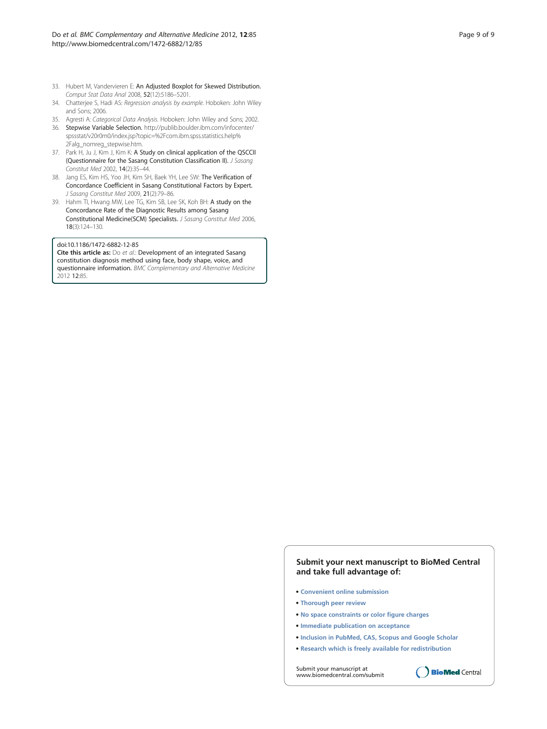33. Hubert M, Vandervieren E: **An Adjusted Boxplot for Skewed Distribution.** *Comput Stat Data Anal* 2008, **52**(12):5186–5201.
34. Chatterjee S, Hadi AS: *Regression analysis by example.* Hoboken: John Wiley and Sons; 2006.
35. Agresti A: *Categorical Data Analysis.* Hoboken: John Wiley and Sons; 2002.
36. **Stepwise Variable Selection.** http://publib.boulder.ibm.com/infocenter/spssstat/v20r0m0/index.jsp?topic=%2Fcom.ibm.spss.statistics.help%2Falg_nomreg_stepwise.htm.
37. Park H, Ju J, Kim J, Kim K: **A Study on clinical application of the QSCCII (Questionnaire for the Sasang Constitution Classification II).** *J Sasang Constitut Med* 2002, **14**(2):35–44.
38. Jang ES, Kim HS, Yoo JH, Kim SH, Baek YH, Lee SW: **The Verification of Concordance Coefficient in Sasang Constitutional Factors by Expert.** *J Sasang Constitut Med* 2009, **21**(2):79–86.
39. Hahm TI, Hwang MW, Lee TG, Kim SB, Lee SK, Koh BH: **A study on the Concordance Rate of the Diagnostic Results among Sasang Constitutional Medicine(SCM) Specialists.** *J Sasang Constitut Med* 2006, **18**(3):124–130.

doi:10.1186/1472-6882-12-85

**Cite this article as:** Do *et al.*: Development of an integrated Sasang constitution diagnosis method using face, body shape, voice, and questionnaire information. *BMC Complementary and Alternative Medicine* 2012 **12**:85.

**Submit your next manuscript to BioMed Central and take full advantage of:**

- **Convenient online submission**
- **Thorough peer review**
- **No space constraints or color figure charges**
- **Immediate publication on acceptance**
- **Inclusion in PubMed, CAS, Scopus and Google Scholar**
- **Research which is freely available for redistribution**

Submit your manuscript at
www.biomedcentral.com/submit

BioMed Central